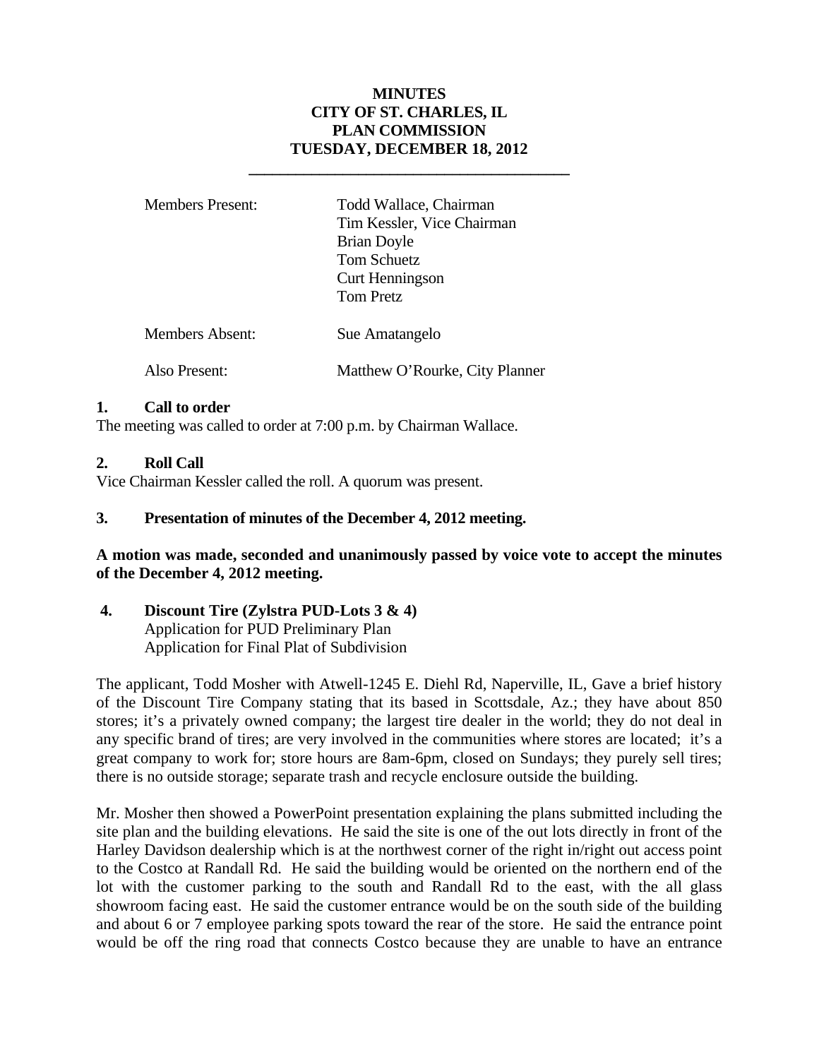**MINUTES**
**CITY OF ST. CHARLES, IL**
**PLAN COMMISSION**
**TUESDAY, DECEMBER 18, 2012**

---

| | |
|---|---|
| Members Present: | Todd Wallace, Chairman<br>Tim Kessler, Vice Chairman<br>Brian Doyle<br>Tom Schuetz<br>Curt Henningson<br>Tom Pretz |
| Members Absent: | Sue Amatangelo |
| Also Present: | Matthew O'Rourke, City Planner |

**1. Call to order**

The meeting was called to order at 7:00 p.m. by Chairman Wallace.

**2. Roll Call**

Vice Chairman Kessler called the roll. A quorum was present.

**3. Presentation of minutes of the December 4, 2012 meeting.**

**A motion was made, seconded and unanimously passed by voice vote to accept the minutes of the December 4, 2012 meeting.**

**4. Discount Tire (Zylstra PUD-Lots 3 & 4)**
Application for PUD Preliminary Plan
Application for Final Plat of Subdivision

The applicant, Todd Mosher with Atwell-1245 E. Diehl Rd, Naperville, IL, Gave a brief history of the Discount Tire Company stating that its based in Scottsdale, Az.; they have about 850 stores; it's a privately owned company; the largest tire dealer in the world; they do not deal in any specific brand of tires; are very involved in the communities where stores are located; it's a great company to work for; store hours are 8am-6pm, closed on Sundays; they purely sell tires; there is no outside storage; separate trash and recycle enclosure outside the building.

Mr. Mosher then showed a PowerPoint presentation explaining the plans submitted including the site plan and the building elevations. He said the site is one of the out lots directly in front of the Harley Davidson dealership which is at the northwest corner of the right in/right out access point to the Costco at Randall Rd. He said the building would be oriented on the northern end of the lot with the customer parking to the south and Randall Rd to the east, with the all glass showroom facing east. He said the customer entrance would be on the south side of the building and about 6 or 7 employee parking spots toward the rear of the store. He said the entrance point would be off the ring road that connects Costco because they are unable to have an entrance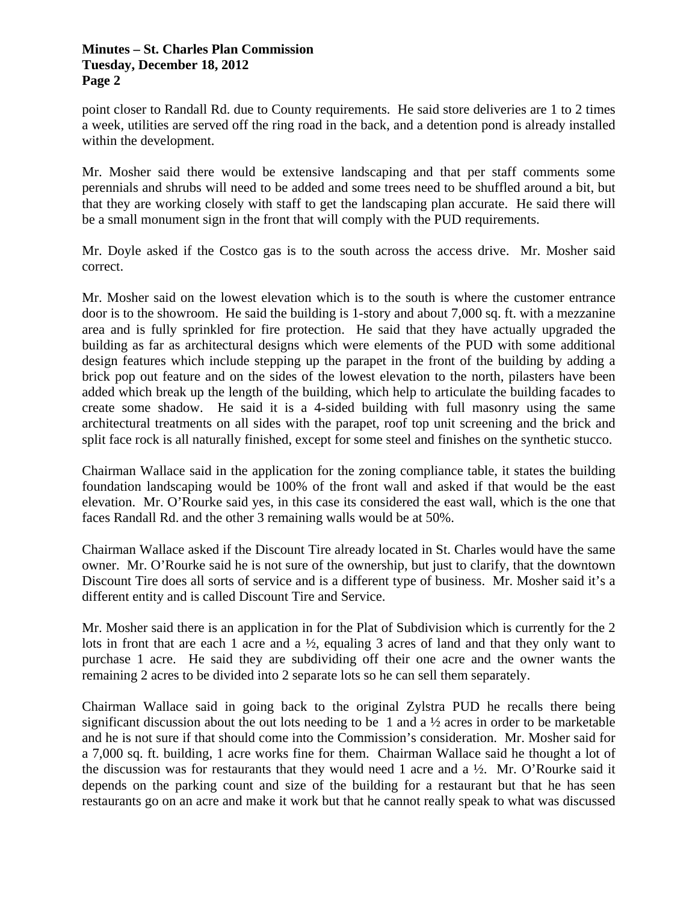point closer to Randall Rd. due to County requirements. He said store deliveries are 1 to 2 times a week, utilities are served off the ring road in the back, and a detention pond is already installed within the development.

Mr. Mosher said there would be extensive landscaping and that per staff comments some perennials and shrubs will need to be added and some trees need to be shuffled around a bit, but that they are working closely with staff to get the landscaping plan accurate. He said there will be a small monument sign in the front that will comply with the PUD requirements.

Mr. Doyle asked if the Costco gas is to the south across the access drive. Mr. Mosher said correct.

Mr. Mosher said on the lowest elevation which is to the south is where the customer entrance door is to the showroom. He said the building is 1-story and about 7,000 sq. ft. with a mezzanine area and is fully sprinkled for fire protection. He said that they have actually upgraded the building as far as architectural designs which were elements of the PUD with some additional design features which include stepping up the parapet in the front of the building by adding a brick pop out feature and on the sides of the lowest elevation to the north, pilasters have been added which break up the length of the building, which help to articulate the building facades to create some shadow. He said it is a 4-sided building with full masonry using the same architectural treatments on all sides with the parapet, roof top unit screening and the brick and split face rock is all naturally finished, except for some steel and finishes on the synthetic stucco.

Chairman Wallace said in the application for the zoning compliance table, it states the building foundation landscaping would be 100% of the front wall and asked if that would be the east elevation. Mr. O'Rourke said yes, in this case its considered the east wall, which is the one that faces Randall Rd. and the other 3 remaining walls would be at 50%.

Chairman Wallace asked if the Discount Tire already located in St. Charles would have the same owner. Mr. O'Rourke said he is not sure of the ownership, but just to clarify, that the downtown Discount Tire does all sorts of service and is a different type of business. Mr. Mosher said it's a different entity and is called Discount Tire and Service.

Mr. Mosher said there is an application in for the Plat of Subdivision which is currently for the 2 lots in front that are each 1 acre and a ½, equaling 3 acres of land and that they only want to purchase 1 acre. He said they are subdividing off their one acre and the owner wants the remaining 2 acres to be divided into 2 separate lots so he can sell them separately.

Chairman Wallace said in going back to the original Zylstra PUD he recalls there being significant discussion about the out lots needing to be 1 and a ½ acres in order to be marketable and he is not sure if that should come into the Commission's consideration. Mr. Mosher said for a 7,000 sq. ft. building, 1 acre works fine for them. Chairman Wallace said he thought a lot of the discussion was for restaurants that they would need 1 acre and a ½. Mr. O'Rourke said it depends on the parking count and size of the building for a restaurant but that he has seen restaurants go on an acre and make it work but that he cannot really speak to what was discussed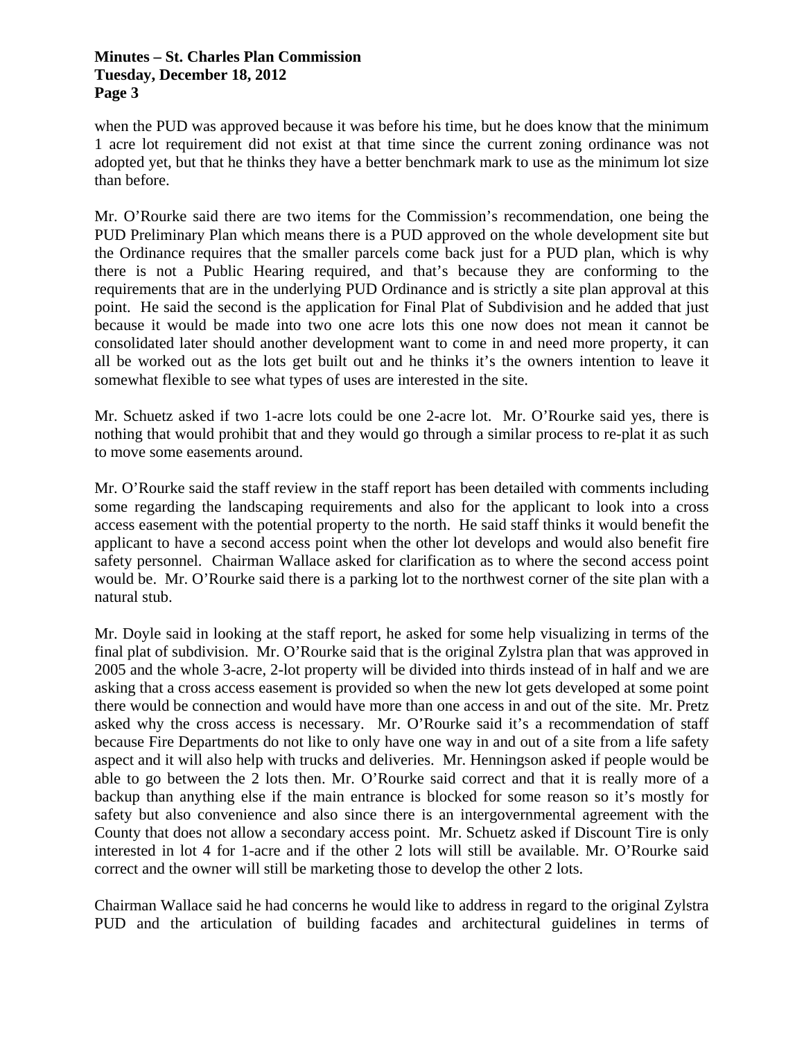when the PUD was approved because it was before his time, but he does know that the minimum 1 acre lot requirement did not exist at that time since the current zoning ordinance was not adopted yet, but that he thinks they have a better benchmark mark to use as the minimum lot size than before.

Mr. O'Rourke said there are two items for the Commission's recommendation, one being the PUD Preliminary Plan which means there is a PUD approved on the whole development site but the Ordinance requires that the smaller parcels come back just for a PUD plan, which is why there is not a Public Hearing required, and that's because they are conforming to the requirements that are in the underlying PUD Ordinance and is strictly a site plan approval at this point. He said the second is the application for Final Plat of Subdivision and he added that just because it would be made into two one acre lots this one now does not mean it cannot be consolidated later should another development want to come in and need more property, it can all be worked out as the lots get built out and he thinks it's the owners intention to leave it somewhat flexible to see what types of uses are interested in the site.

Mr. Schuetz asked if two 1-acre lots could be one 2-acre lot. Mr. O'Rourke said yes, there is nothing that would prohibit that and they would go through a similar process to re-plat it as such to move some easements around.

Mr. O'Rourke said the staff review in the staff report has been detailed with comments including some regarding the landscaping requirements and also for the applicant to look into a cross access easement with the potential property to the north. He said staff thinks it would benefit the applicant to have a second access point when the other lot develops and would also benefit fire safety personnel. Chairman Wallace asked for clarification as to where the second access point would be. Mr. O'Rourke said there is a parking lot to the northwest corner of the site plan with a natural stub.

Mr. Doyle said in looking at the staff report, he asked for some help visualizing in terms of the final plat of subdivision. Mr. O'Rourke said that is the original Zylstra plan that was approved in 2005 and the whole 3-acre, 2-lot property will be divided into thirds instead of in half and we are asking that a cross access easement is provided so when the new lot gets developed at some point there would be connection and would have more than one access in and out of the site. Mr. Pretz asked why the cross access is necessary. Mr. O'Rourke said it's a recommendation of staff because Fire Departments do not like to only have one way in and out of a site from a life safety aspect and it will also help with trucks and deliveries. Mr. Henningson asked if people would be able to go between the 2 lots then. Mr. O'Rourke said correct and that it is really more of a backup than anything else if the main entrance is blocked for some reason so it's mostly for safety but also convenience and also since there is an intergovernmental agreement with the County that does not allow a secondary access point. Mr. Schuetz asked if Discount Tire is only interested in lot 4 for 1-acre and if the other 2 lots will still be available. Mr. O'Rourke said correct and the owner will still be marketing those to develop the other 2 lots.

Chairman Wallace said he had concerns he would like to address in regard to the original Zylstra PUD and the articulation of building facades and architectural guidelines in terms of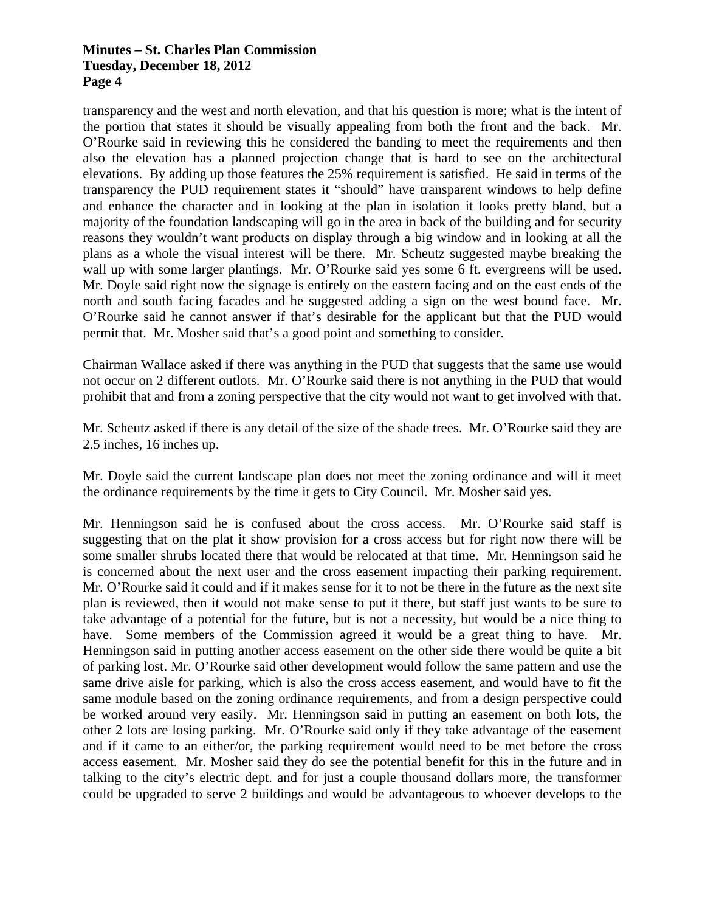transparency and the west and north elevation, and that his question is more; what is the intent of the portion that states it should be visually appealing from both the front and the back. Mr. O'Rourke said in reviewing this he considered the banding to meet the requirements and then also the elevation has a planned projection change that is hard to see on the architectural elevations. By adding up those features the 25% requirement is satisfied. He said in terms of the transparency the PUD requirement states it "should" have transparent windows to help define and enhance the character and in looking at the plan in isolation it looks pretty bland, but a majority of the foundation landscaping will go in the area in back of the building and for security reasons they wouldn't want products on display through a big window and in looking at all the plans as a whole the visual interest will be there. Mr. Scheutz suggested maybe breaking the wall up with some larger plantings. Mr. O'Rourke said yes some 6 ft. evergreens will be used. Mr. Doyle said right now the signage is entirely on the eastern facing and on the east ends of the north and south facing facades and he suggested adding a sign on the west bound face. Mr. O'Rourke said he cannot answer if that's desirable for the applicant but that the PUD would permit that. Mr. Mosher said that's a good point and something to consider.

Chairman Wallace asked if there was anything in the PUD that suggests that the same use would not occur on 2 different outlots. Mr. O'Rourke said there is not anything in the PUD that would prohibit that and from a zoning perspective that the city would not want to get involved with that.

Mr. Scheutz asked if there is any detail of the size of the shade trees. Mr. O'Rourke said they are 2.5 inches, 16 inches up.

Mr. Doyle said the current landscape plan does not meet the zoning ordinance and will it meet the ordinance requirements by the time it gets to City Council. Mr. Mosher said yes.

Mr. Henningson said he is confused about the cross access. Mr. O'Rourke said staff is suggesting that on the plat it show provision for a cross access but for right now there will be some smaller shrubs located there that would be relocated at that time. Mr. Henningson said he is concerned about the next user and the cross easement impacting their parking requirement. Mr. O'Rourke said it could and if it makes sense for it to not be there in the future as the next site plan is reviewed, then it would not make sense to put it there, but staff just wants to be sure to take advantage of a potential for the future, but is not a necessity, but would be a nice thing to have. Some members of the Commission agreed it would be a great thing to have. Mr. Henningson said in putting another access easement on the other side there would be quite a bit of parking lost. Mr. O'Rourke said other development would follow the same pattern and use the same drive aisle for parking, which is also the cross access easement, and would have to fit the same module based on the zoning ordinance requirements, and from a design perspective could be worked around very easily. Mr. Henningson said in putting an easement on both lots, the other 2 lots are losing parking. Mr. O'Rourke said only if they take advantage of the easement and if it came to an either/or, the parking requirement would need to be met before the cross access easement. Mr. Mosher said they do see the potential benefit for this in the future and in talking to the city's electric dept. and for just a couple thousand dollars more, the transformer could be upgraded to serve 2 buildings and would be advantageous to whoever develops to the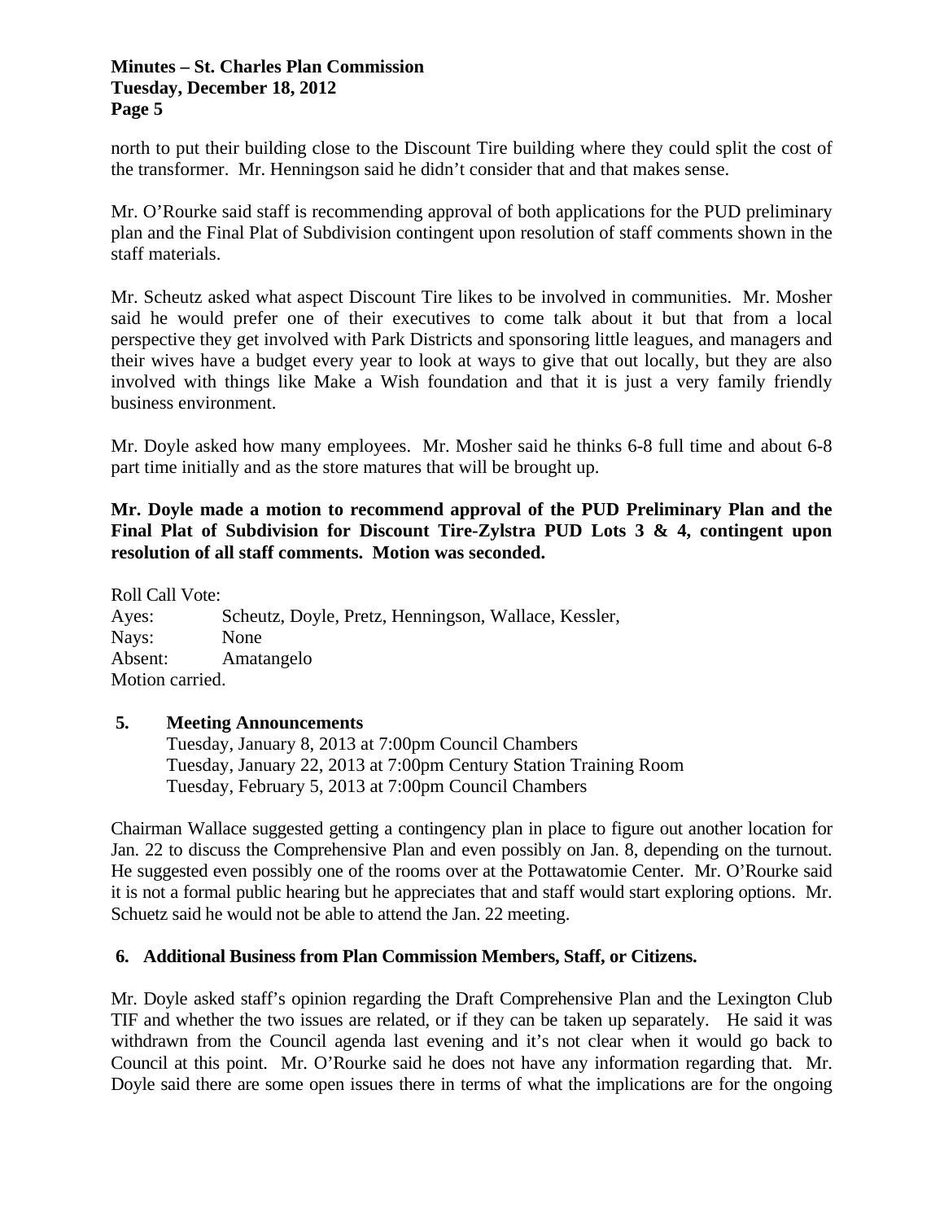north to put their building close to the Discount Tire building where they could split the cost of the transformer. Mr. Henningson said he didn't consider that and that makes sense.

Mr. O'Rourke said staff is recommending approval of both applications for the PUD preliminary plan and the Final Plat of Subdivision contingent upon resolution of staff comments shown in the staff materials.

Mr. Scheutz asked what aspect Discount Tire likes to be involved in communities. Mr. Mosher said he would prefer one of their executives to come talk about it but that from a local perspective they get involved with Park Districts and sponsoring little leagues, and managers and their wives have a budget every year to look at ways to give that out locally, but they are also involved with things like Make a Wish foundation and that it is just a very family friendly business environment.

Mr. Doyle asked how many employees. Mr. Mosher said he thinks 6-8 full time and about 6-8 part time initially and as the store matures that will be brought up.

**Mr. Doyle made a motion to recommend approval of the PUD Preliminary Plan and the Final Plat of Subdivision for Discount Tire-Zylstra PUD Lots 3 & 4, contingent upon resolution of all staff comments. Motion was seconded.**

Roll Call Vote:
Ayes: Scheutz, Doyle, Pretz, Henningson, Wallace, Kessler,
Nays: None
Absent: Amatangelo
Motion carried.

**5. Meeting Announcements**

Tuesday, January 8, 2013 at 7:00pm Council Chambers
Tuesday, January 22, 2013 at 7:00pm Century Station Training Room
Tuesday, February 5, 2013 at 7:00pm Council Chambers

Chairman Wallace suggested getting a contingency plan in place to figure out another location for Jan. 22 to discuss the Comprehensive Plan and even possibly on Jan. 8, depending on the turnout. He suggested even possibly one of the rooms over at the Pottawatomie Center. Mr. O'Rourke said it is not a formal public hearing but he appreciates that and staff would start exploring options. Mr. Schuetz said he would not be able to attend the Jan. 22 meeting.

**6. Additional Business from Plan Commission Members, Staff, or Citizens.**

Mr. Doyle asked staff's opinion regarding the Draft Comprehensive Plan and the Lexington Club TIF and whether the two issues are related, or if they can be taken up separately. He said it was withdrawn from the Council agenda last evening and it's not clear when it would go back to Council at this point. Mr. O'Rourke said he does not have any information regarding that. Mr. Doyle said there are some open issues there in terms of what the implications are for the ongoing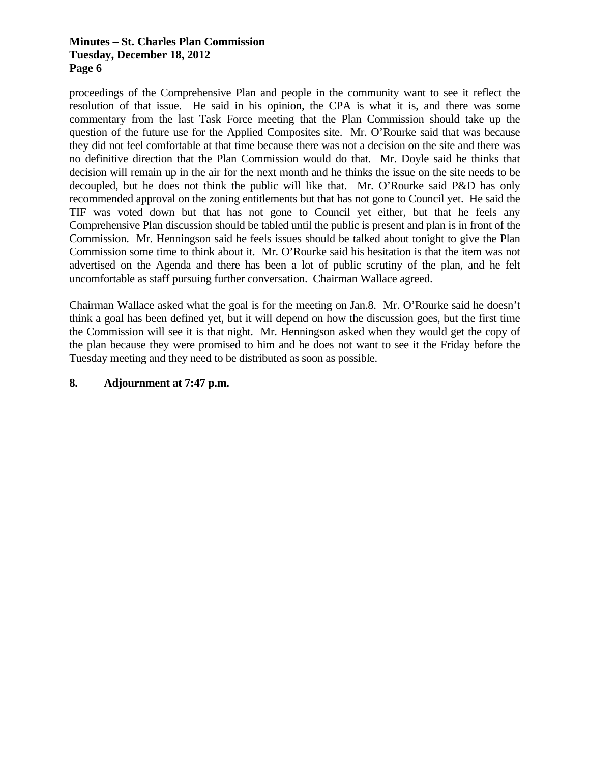proceedings of the Comprehensive Plan and people in the community want to see it reflect the resolution of that issue. He said in his opinion, the CPA is what it is, and there was some commentary from the last Task Force meeting that the Plan Commission should take up the question of the future use for the Applied Composites site. Mr. O'Rourke said that was because they did not feel comfortable at that time because there was not a decision on the site and there was no definitive direction that the Plan Commission would do that. Mr. Doyle said he thinks that decision will remain up in the air for the next month and he thinks the issue on the site needs to be decoupled, but he does not think the public will like that. Mr. O'Rourke said P&D has only recommended approval on the zoning entitlements but that has not gone to Council yet. He said the TIF was voted down but that has not gone to Council yet either, but that he feels any Comprehensive Plan discussion should be tabled until the public is present and plan is in front of the Commission. Mr. Henningson said he feels issues should be talked about tonight to give the Plan Commission some time to think about it. Mr. O'Rourke said his hesitation is that the item was not advertised on the Agenda and there has been a lot of public scrutiny of the plan, and he felt uncomfortable as staff pursuing further conversation. Chairman Wallace agreed.

Chairman Wallace asked what the goal is for the meeting on Jan.8. Mr. O'Rourke said he doesn't think a goal has been defined yet, but it will depend on how the discussion goes, but the first time the Commission will see it is that night. Mr. Henningson asked when they would get the copy of the plan because they were promised to him and he does not want to see it the Friday before the Tuesday meeting and they need to be distributed as soon as possible.

**8. Adjournment at 7:47 p.m.**